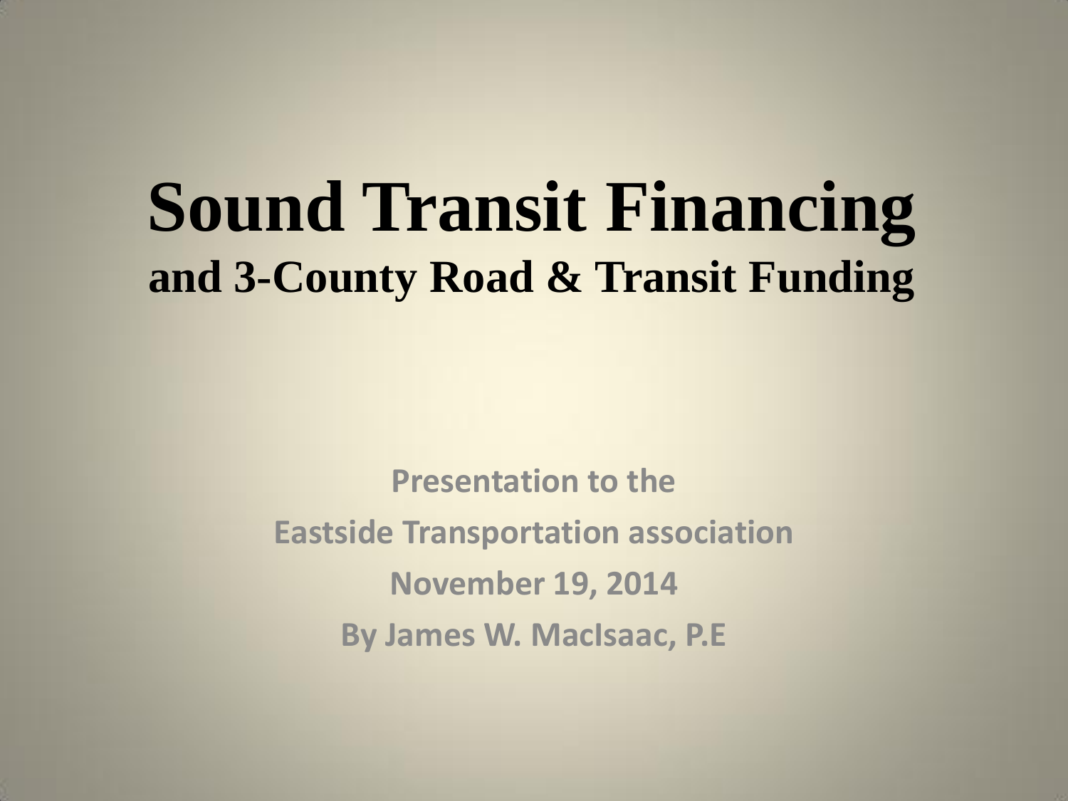# Sound Transit Financing

## and 3-County Road & Transit Funding

**Presentation to the**

**Eastside Transportation association**

**November 19, 2014**

**By James W. MacIsaac, P.E**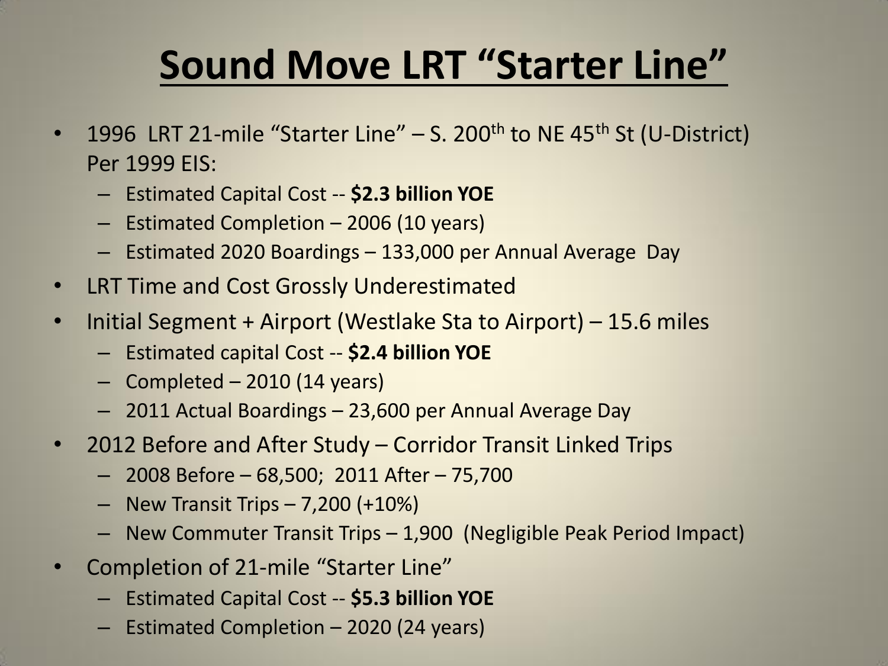# Sound Move LRT "Starter Line"

- 1996 LRT 21-mile "Starter Line" – S. 200th to NE 45th St (U-District) Per 1999 EIS:
  - Estimated Capital Cost -- **$2.3 billion YOE**
  - Estimated Completion – 2006 (10 years)
  - Estimated 2020 Boardings – 133,000 per Annual Average Day
- LRT Time and Cost Grossly Underestimated
- Initial Segment + Airport (Westlake Sta to Airport) – 15.6 miles
  - Estimated capital Cost -- **$2.4 billion YOE**
  - Completed – 2010 (14 years)
  - 2011 Actual Boardings – 23,600 per Annual Average Day
- 2012 Before and After Study – Corridor Transit Linked Trips
  - 2008 Before – 68,500; 2011 After – 75,700
  - New Transit Trips – 7,200 (+10%)
  - New Commuter Transit Trips – 1,900 (Negligible Peak Period Impact)
- Completion of 21-mile "Starter Line"
  - Estimated Capital Cost -- **$5.3 billion YOE**
  - Estimated Completion – 2020 (24 years)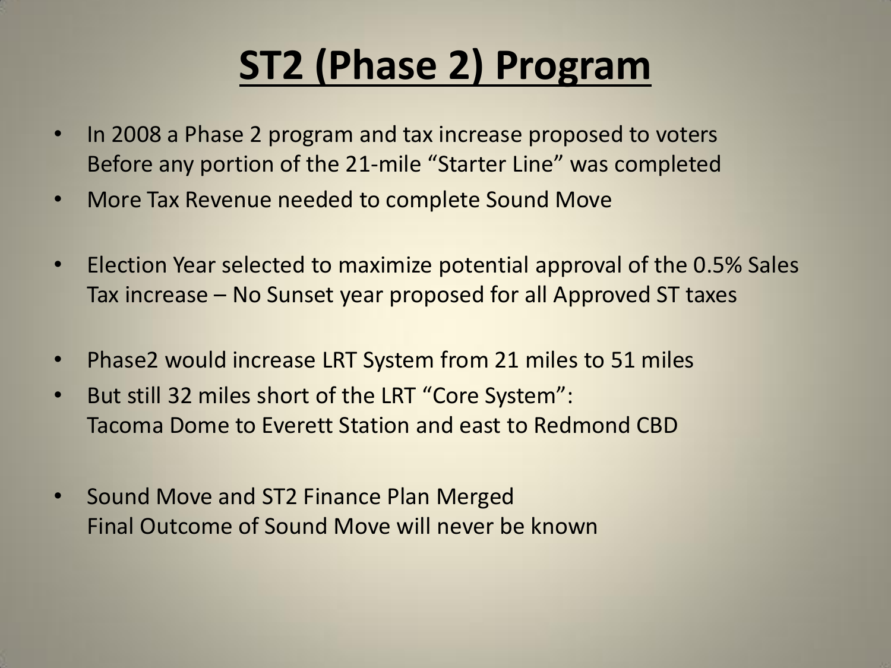# ST2 (Phase 2) Program

- In 2008 a Phase 2 program and tax increase proposed to voters
  Before any portion of the 21-mile "Starter Line" was completed
- More Tax Revenue needed to complete Sound Move
- Election Year selected to maximize potential approval of the 0.5% Sales Tax increase – No Sunset year proposed for all Approved ST taxes
- Phase2 would increase LRT System from 21 miles to 51 miles
- But still 32 miles short of the LRT "Core System":
  Tacoma Dome to Everett Station and east to Redmond CBD
- Sound Move and ST2 Finance Plan Merged
  Final Outcome of Sound Move will never be known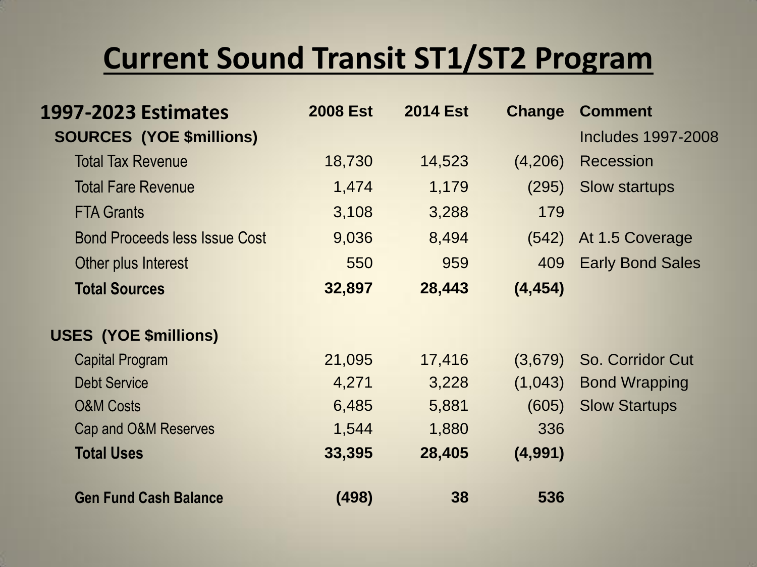# Current Sound Transit ST1/ST2 Program

| 1997-2023 Estimates | 2008 Est | 2014 Est | Change | Comment |
|---|---|---|---|---|
| **SOURCES (YOE $millions)** | | | | Includes 1997-2008 |
| Total Tax Revenue | 18,730 | 14,523 | (4,206) | Recession |
| Total Fare Revenue | 1,474 | 1,179 | (295) | Slow startups |
| FTA Grants | 3,108 | 3,288 | 179 | |
| Bond Proceeds less Issue Cost | 9,036 | 8,494 | (542) | At 1.5 Coverage |
| Other plus Interest | 550 | 959 | 409 | Early Bond Sales |
| **Total Sources** | **32,897** | **28,443** | **(4,454)** | |
| | | | | |
| **USES (YOE $millions)** | | | | |
| Capital Program | 21,095 | 17,416 | (3,679) | So. Corridor Cut |
| Debt Service | 4,271 | 3,228 | (1,043) | Bond Wrapping |
| O&M Costs | 6,485 | 5,881 | (605) | Slow Startups |
| Cap and O&M Reserves | 1,544 | 1,880 | 336 | |
| **Total Uses** | **33,395** | **28,405** | **(4,991)** | |
| | | | | |
| **Gen Fund Cash Balance** | **(498)** | **38** | **536** | |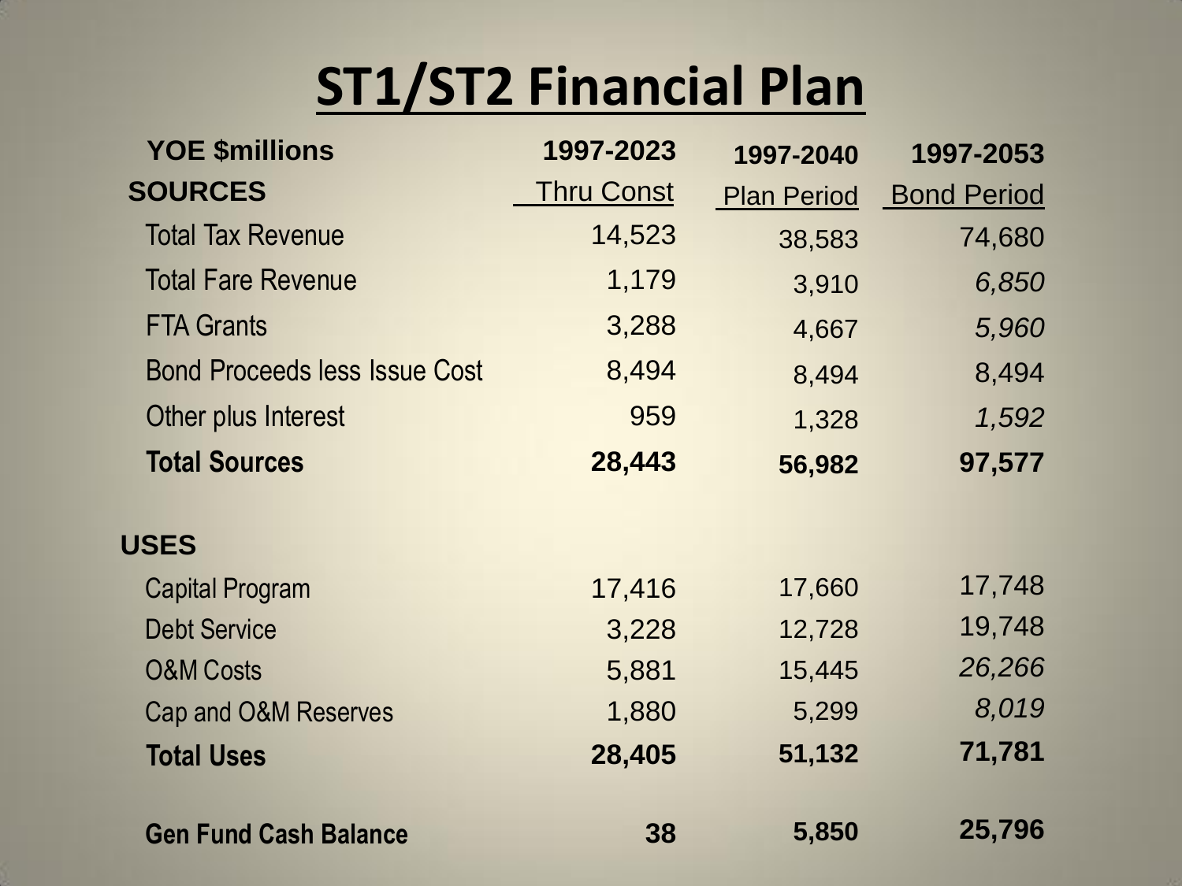# ST1/ST2 Financial Plan

| YOE $millions | 1997-2023 | 1997-2040 | 1997-2053 |
|---|---|---|---|
| **SOURCES** | Thru Const | Plan Period | Bond Period |
| Total Tax Revenue | 14,523 | 38,583 | 74,680 |
| Total Fare Revenue | 1,179 | 3,910 | *6,850* |
| FTA Grants | 3,288 | 4,667 | *5,960* |
| Bond Proceeds less Issue Cost | 8,494 | 8,494 | 8,494 |
| Other plus Interest | 959 | 1,328 | *1,592* |
| **Total Sources** | **28,443** | **56,982** | **97,577** |
| | | | |
| **USES** | | | |
| Capital Program | 17,416 | 17,660 | 17,748 |
| Debt Service | 3,228 | 12,728 | 19,748 |
| O&M Costs | 5,881 | 15,445 | *26,266* |
| Cap and O&M Reserves | 1,880 | 5,299 | *8,019* |
| **Total Uses** | **28,405** | **51,132** | **71,781** |
| | | | |
| **Gen Fund Cash Balance** | **38** | **5,850** | **25,796** |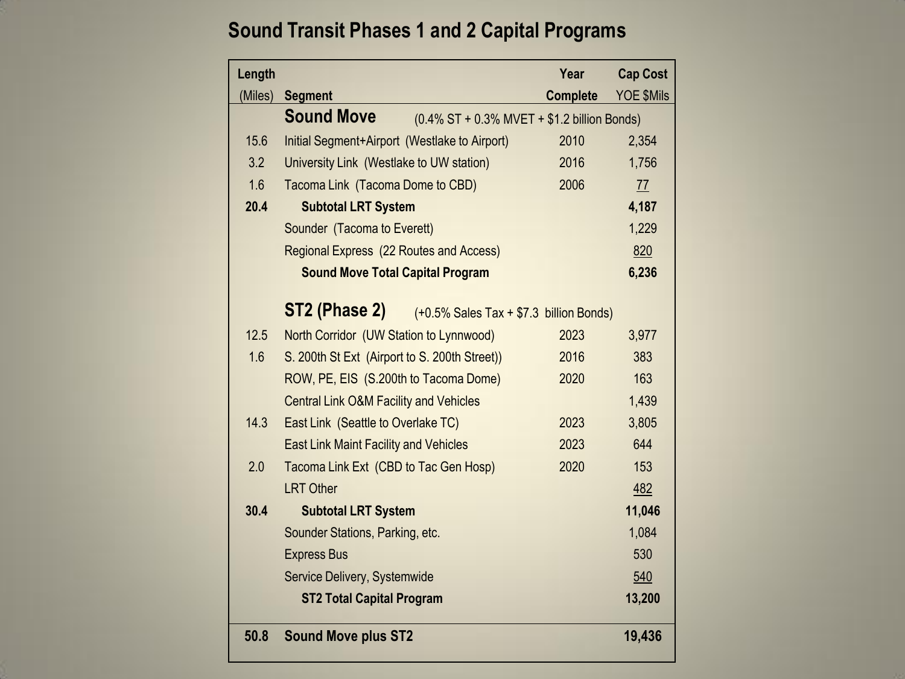# Sound Transit Phases 1 and 2 Capital Programs

| Length (Miles) | Segment | Year Complete | Cap Cost YOE $Mils |
|---|---|---|---|
| | **Sound Move** (0.4% ST + 0.3% MVET + $1.2 billion Bonds) | | |
| 15.6 | Initial Segment+Airport (Westlake to Airport) | 2010 | 2,354 |
| 3.2 | University Link (Westlake to UW station) | 2016 | 1,756 |
| 1.6 | Tacoma Link (Tacoma Dome to CBD) | 2006 | 77 |
| **20.4** | **Subtotal LRT System** | | **4,187** |
| | Sounder (Tacoma to Everett) | | 1,229 |
| | Regional Express (22 Routes and Access) | | 820 |
| | **Sound Move Total Capital Program** | | **6,236** |
| | **ST2 (Phase 2)** (+0.5% Sales Tax + $7.3 billion Bonds) | | |
| 12.5 | North Corridor (UW Station to Lynnwood) | 2023 | 3,977 |
| 1.6 | S. 200th St Ext (Airport to S. 200th Street)) | 2016 | 383 |
| | ROW, PE, EIS (S.200th to Tacoma Dome) | 2020 | 163 |
| | Central Link O&M Facility and Vehicles | | 1,439 |
| 14.3 | East Link (Seattle to Overlake TC) | 2023 | 3,805 |
| | East Link Maint Facility and Vehicles | 2023 | 644 |
| 2.0 | Tacoma Link Ext (CBD to Tac Gen Hosp) | 2020 | 153 |
| | LRT Other | | 482 |
| **30.4** | **Subtotal LRT System** | | **11,046** |
| | Sounder Stations, Parking, etc. | | 1,084 |
| | Express Bus | | 530 |
| | Service Delivery, Systemwide | | 540 |
| | **ST2 Total Capital Program** | | **13,200** |
| **50.8** | **Sound Move plus ST2** | | **19,436** |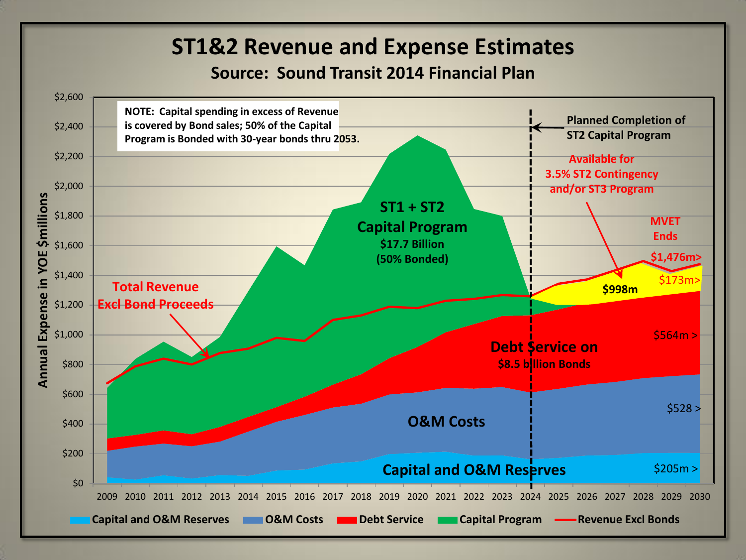# ST1&2 Revenue and Expense Estimates

## Source: Sound Transit 2014 Financial Plan

NOTE: Capital spending in excess of Revenue is covered by Bond sales; 50% of the Capital Program is Bonded with 30-year bonds thru 2053.

Planned Completion of ST2 Capital Program

Available for 3.5% ST2 Contingency and/or ST3 Program

MVET Ends

$1,476m>

$173m>

$998m

$564m >

$528 >

$205m >

ST1 + ST2 Capital Program $17.7 Billion (50% Bonded)

Total Revenue Excl Bond Proceeds

Debt Service on $8.5 billion Bonds

O&M Costs

Capital and O&M Reserves

Annual Expense in YOE $millions

$0, $200, $400, $600, $800, $1,000, $1,200, $1,400, $1,600, $1,800, $2,000, $2,200, $2,400, $2,600

2009, 2010, 2011, 2012, 2013, 2014, 2015, 2016, 2017, 2018, 2019, 2020, 2021, 2022, 2023, 2024, 2025, 2026, 2027, 2028, 2029, 2030

Capital and O&M Reserves | O&M Costs | Debt Service | Capital Program | Revenue Excl Bonds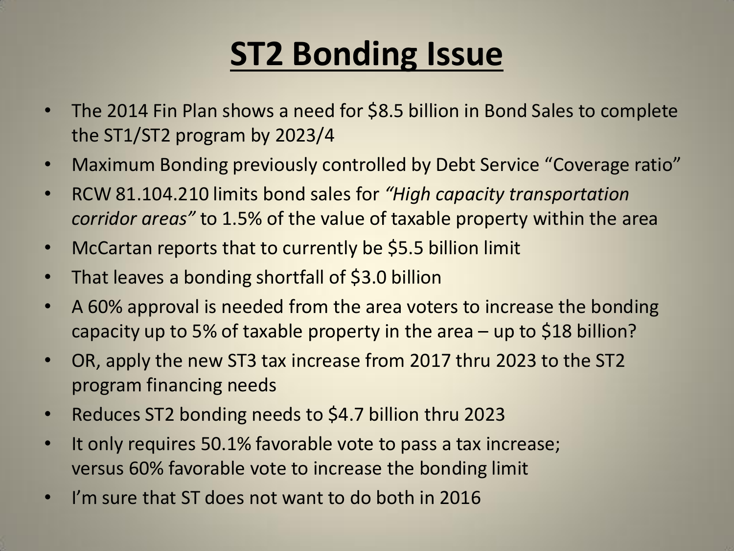# ST2 Bonding Issue

- The 2014 Fin Plan shows a need for $8.5 billion in Bond Sales to complete the ST1/ST2 program by 2023/4
- Maximum Bonding previously controlled by Debt Service "Coverage ratio"
- RCW 81.104.210 limits bond sales for *"High capacity transportation corridor areas"* to 1.5% of the value of taxable property within the area
- McCartan reports that to currently be $5.5 billion limit
- That leaves a bonding shortfall of $3.0 billion
- A 60% approval is needed from the area voters to increase the bonding capacity up to 5% of taxable property in the area – up to $18 billion?
- OR, apply the new ST3 tax increase from 2017 thru 2023 to the ST2 program financing needs
- Reduces ST2 bonding needs to $4.7 billion thru 2023
- It only requires 50.1% favorable vote to pass a tax increase; versus 60% favorable vote to increase the bonding limit
- I'm sure that ST does not want to do both in 2016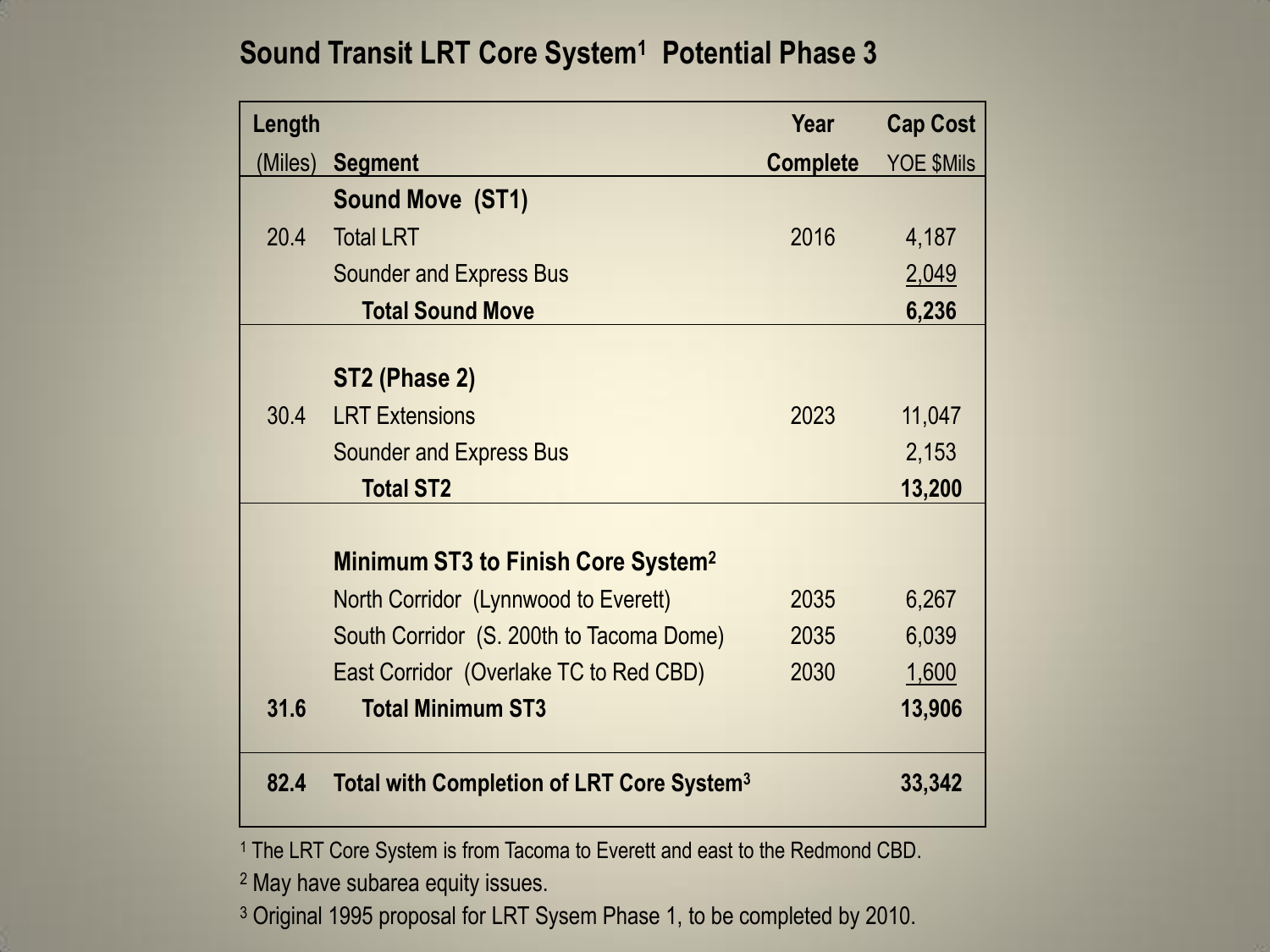# Sound Transit LRT Core System[1] Potential Phase 3

| Length (Miles) | Segment | Year Complete | Cap Cost YOE $Mils |
|---|---|---|---|
| | **Sound Move (ST1)** | | |
| 20.4 | Total LRT | 2016 | 4,187 |
| | Sounder and Express Bus | | 2,049 |
| | **Total Sound Move** | | **6,236** |
| | | | |
| | **ST2 (Phase 2)** | | |
| 30.4 | LRT Extensions | 2023 | 11,047 |
| | Sounder and Express Bus | | 2,153 |
| | **Total ST2** | | **13,200** |
| | | | |
| | **Minimum ST3 to Finish Core System[2]** | | |
| | North Corridor (Lynnwood to Everett) | 2035 | 6,267 |
| | South Corridor (S. 200th to Tacoma Dome) | 2035 | 6,039 |
| | East Corridor (Overlake TC to Red CBD) | 2030 | 1,600 |
| **31.6** | **Total Minimum ST3** | | **13,906** |
| | | | |
| **82.4** | **Total with Completion of LRT Core System[3]** | | **33,342** |

[1] The LRT Core System is from Tacoma to Everett and east to the Redmond CBD.

[2] May have subarea equity issues.

[3] Original 1995 proposal for LRT Sysem Phase 1, to be completed by 2010.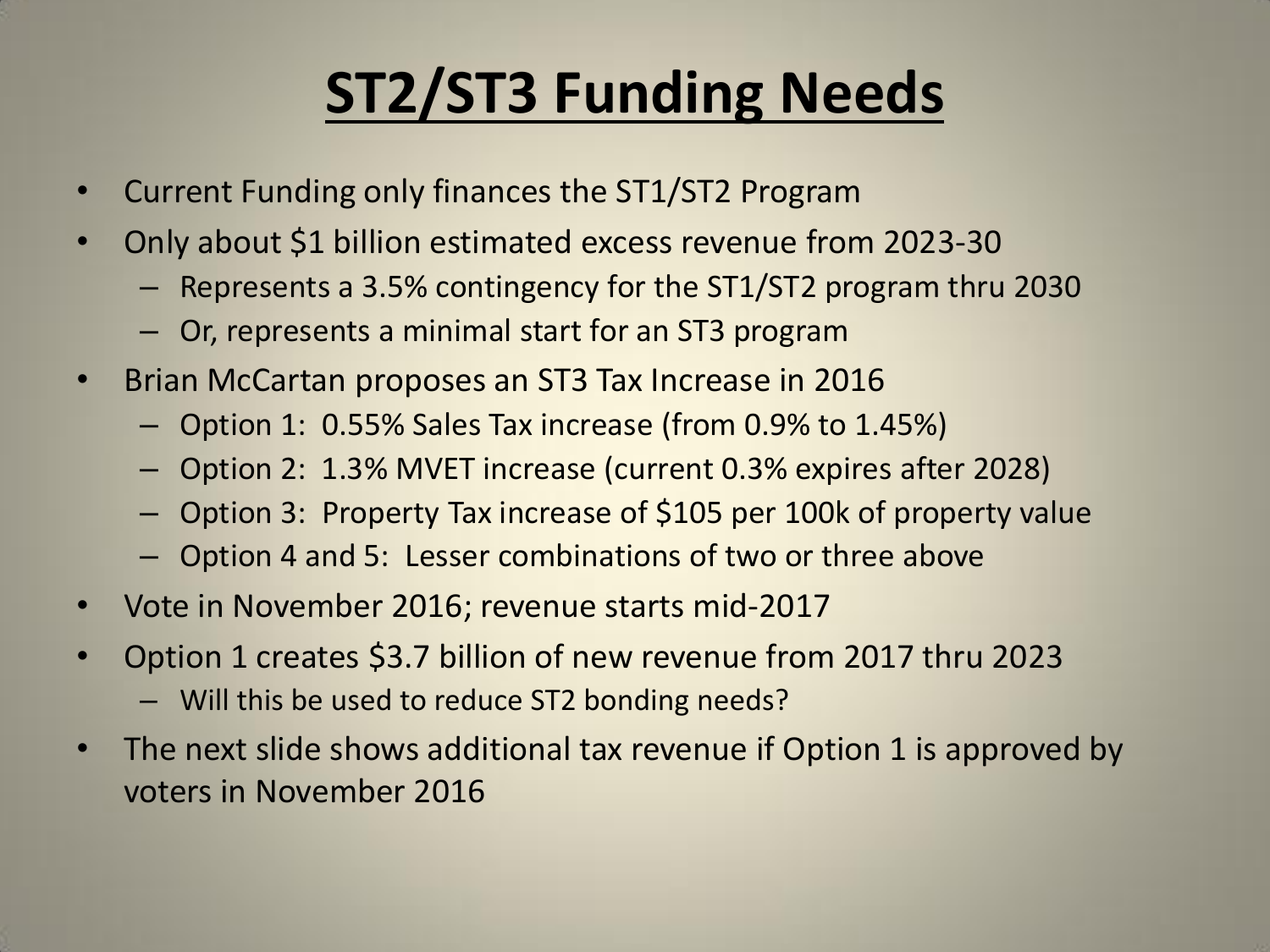# ST2/ST3 Funding Needs

- Current Funding only finances the ST1/ST2 Program
- Only about $1 billion estimated excess revenue from 2023-30
  - Represents a 3.5% contingency for the ST1/ST2 program thru 2030
  - Or, represents a minimal start for an ST3 program
- Brian McCartan proposes an ST3 Tax Increase in 2016
  - Option 1: 0.55% Sales Tax increase (from 0.9% to 1.45%)
  - Option 2: 1.3% MVET increase (current 0.3% expires after 2028)
  - Option 3: Property Tax increase of $105 per 100k of property value
  - Option 4 and 5: Lesser combinations of two or three above
- Vote in November 2016; revenue starts mid-2017
- Option 1 creates $3.7 billion of new revenue from 2017 thru 2023
  - Will this be used to reduce ST2 bonding needs?
- The next slide shows additional tax revenue if Option 1 is approved by voters in November 2016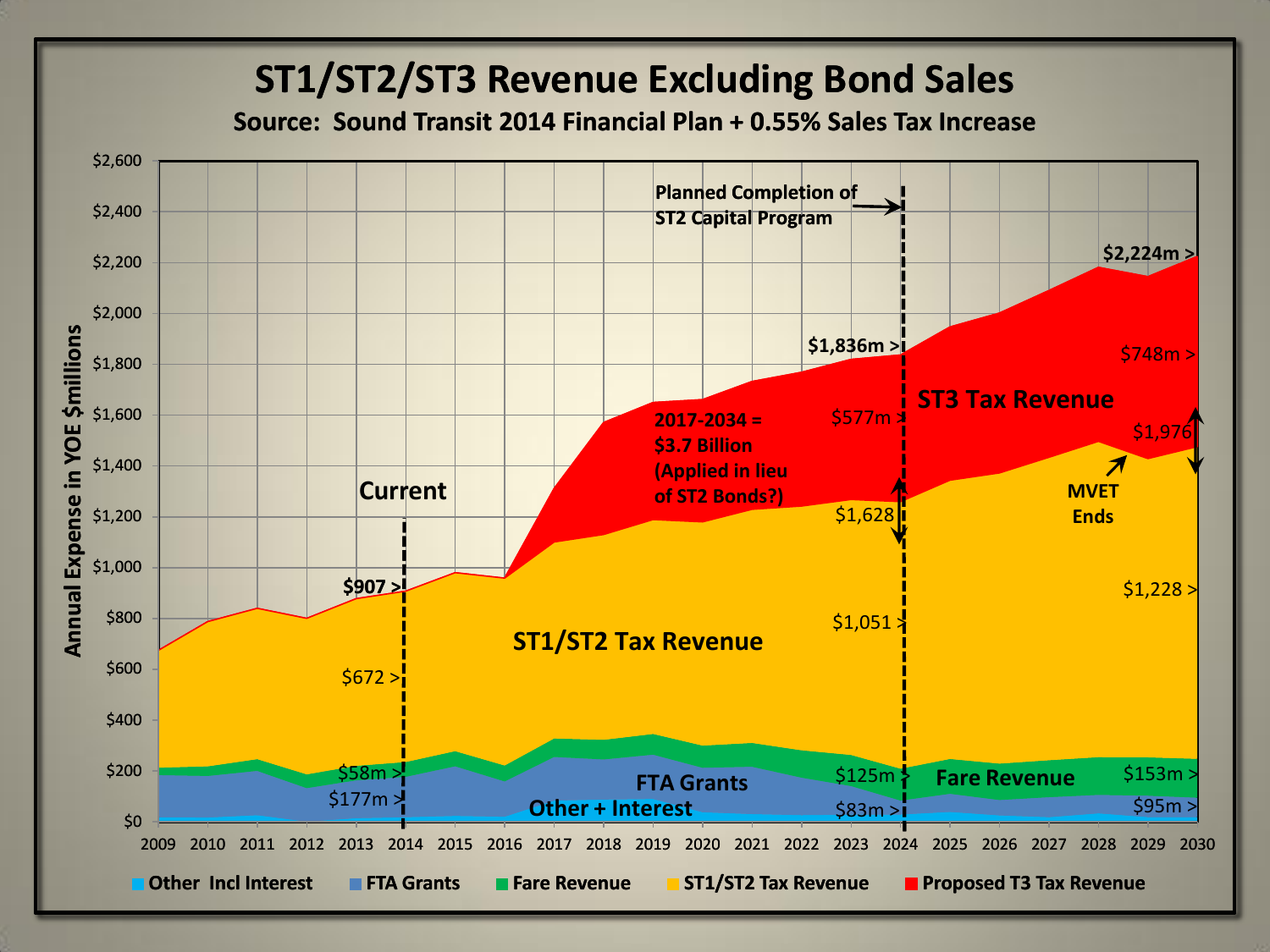# ST1/ST2/ST3 Revenue Excluding Bond Sales

**Source: Sound Transit 2014 Financial Plan + 0.55% Sales Tax Increase**

Annual Expense in YOE $millions

- Current: $907 >, $672 >, $58m >, $177m > (2014)
- 2017-2034 = $3.7 Billion (Applied in lieu of ST2 Bonds?)
- Planned Completion of ST2 Capital Program (2024): $1,836m >, $577m >, $1,628, $1,051 >, $125m >, $83m >
- ST3 Tax Revenue
- MVET Ends
- 2030: $2,224m >, $748m >, $1,976, $1,228 >, $153m >, $95m >
- ST1/ST2 Tax Revenue
- FTA Grants
- Fare Revenue
- Other + Interest

Legend: Other Incl Interest | FTA Grants | Fare Revenue | ST1/ST2 Tax Revenue | Proposed T3 Tax Revenue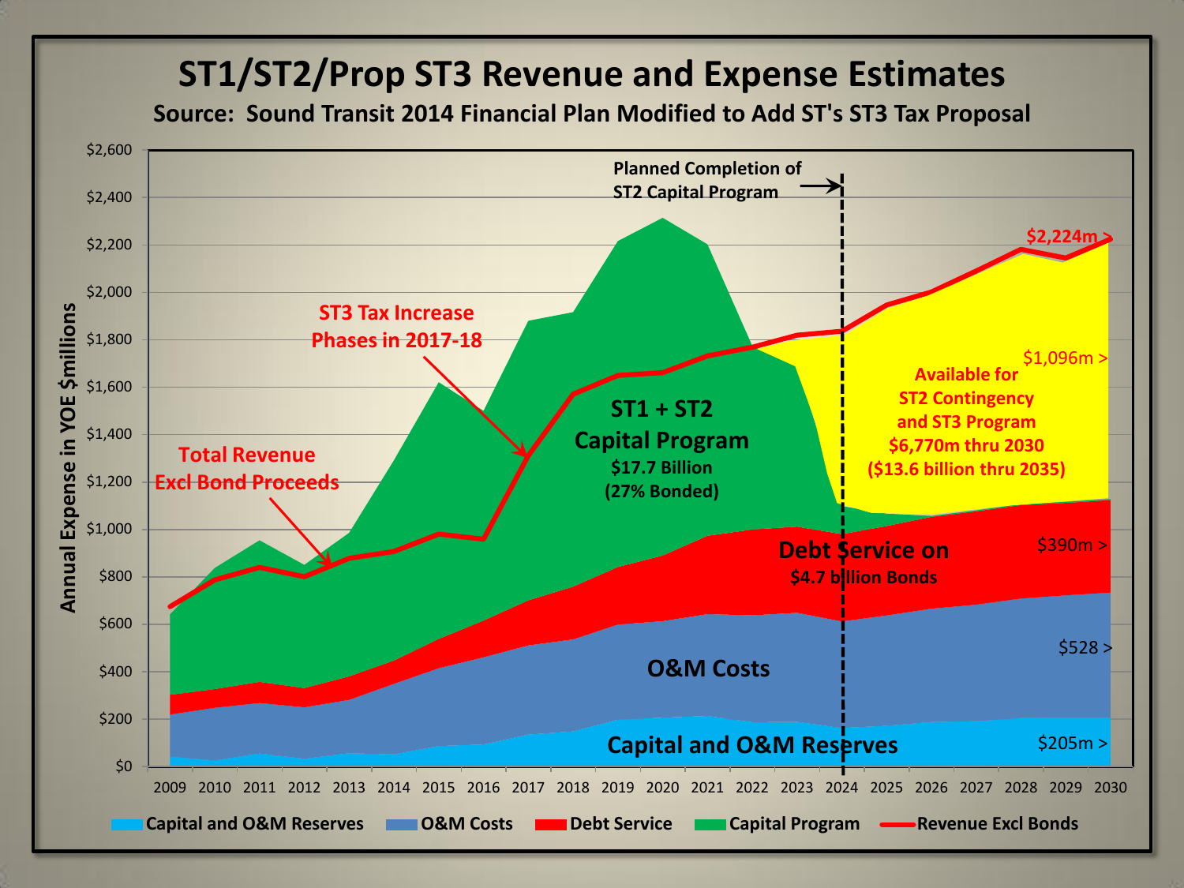# ST1/ST2/Prop ST3 Revenue and Expense Estimates

**Source: Sound Transit 2014 Financial Plan Modified to Add ST's ST3 Tax Proposal**

Annual Expense in YOE $millions

$2,600 · $2,400 · $2,200 · $2,000 · $1,800 · $1,600 · $1,400 · $1,200 · $1,000 · $800 · $600 · $400 · $200 · $0

2009 · 2010 · 2011 · 2012 · 2013 · 2014 · 2015 · 2016 · 2017 · 2018 · 2019 · 2020 · 2021 · 2022 · 2023 · 2024 · 2025 · 2026 · 2027 · 2028 · 2029 · 2030

Planned Completion of ST2 Capital Program →

ST3 Tax Increase Phases in 2017-18

Total Revenue Excl Bond Proceeds

**ST1 + ST2 Capital Program**
**$17.7 Billion**
**(27% Bonded)**

$2,224m >

$1,096m >

Available for ST2 Contingency and ST3 Program $6,770m thru 2030 ($13.6 billion thru 2035)

**Debt Service on $4.7 billion Bonds**

$390m >

**O&M Costs**

$528 >

**Capital and O&M Reserves**

$205m >

Legend: Capital and O&M Reserves · O&M Costs · Debt Service · Capital Program · Revenue Excl Bonds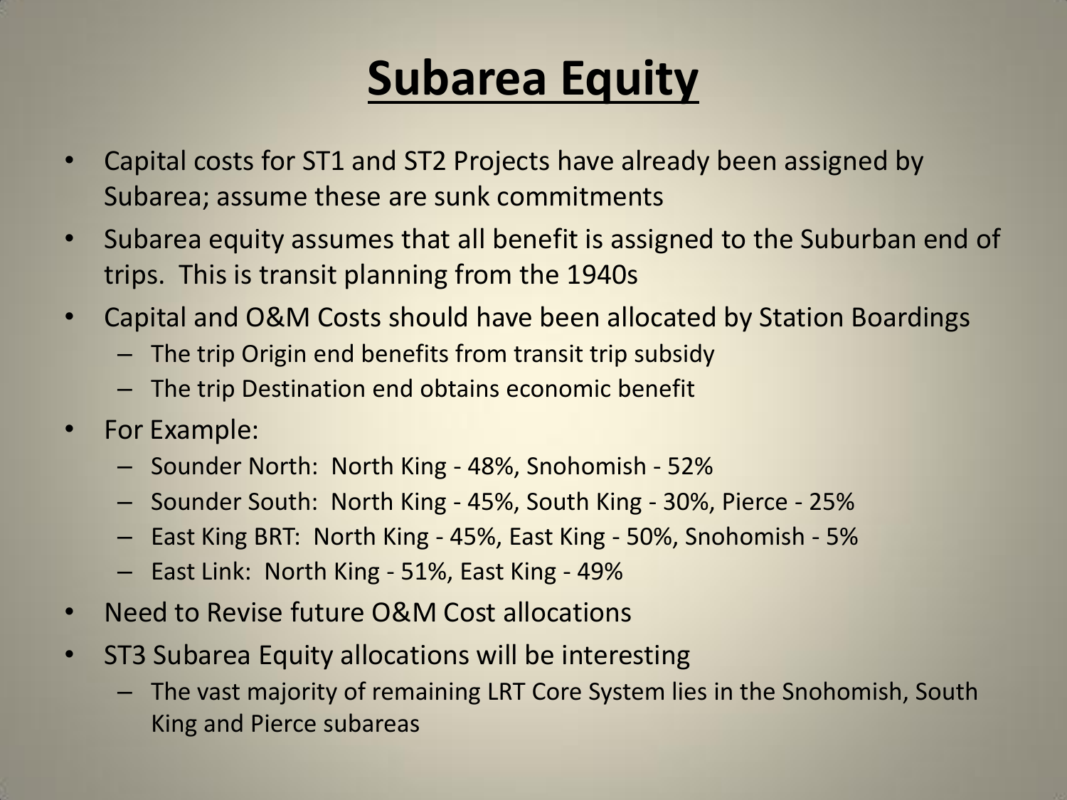# Subarea Equity

- Capital costs for ST1 and ST2 Projects have already been assigned by Subarea; assume these are sunk commitments
- Subarea equity assumes that all benefit is assigned to the Suburban end of trips. This is transit planning from the 1940s
- Capital and O&M Costs should have been allocated by Station Boardings
  - The trip Origin end benefits from transit trip subsidy
  - The trip Destination end obtains economic benefit
- For Example:
  - Sounder North: North King - 48%, Snohomish - 52%
  - Sounder South: North King - 45%, South King - 30%, Pierce - 25%
  - East King BRT: North King - 45%, East King - 50%, Snohomish - 5%
  - East Link: North King - 51%, East King - 49%
- Need to Revise future O&M Cost allocations
- ST3 Subarea Equity allocations will be interesting
  - The vast majority of remaining LRT Core System lies in the Snohomish, South King and Pierce subareas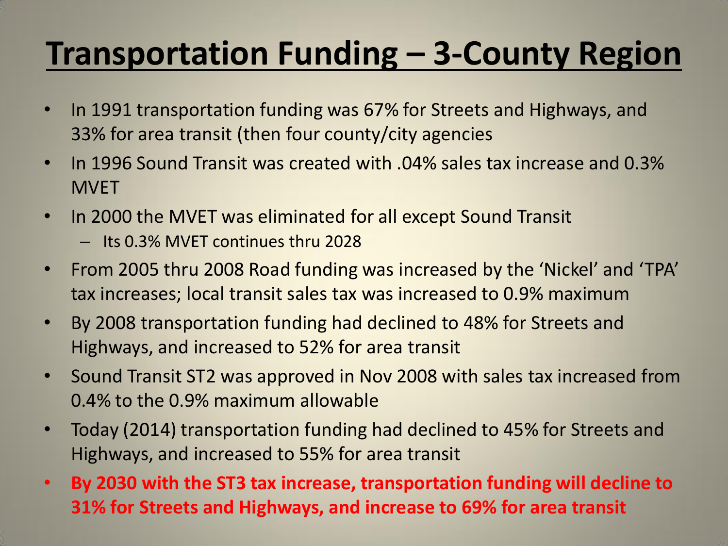# Transportation Funding – 3-County Region

- In 1991 transportation funding was 67% for Streets and Highways, and 33% for area transit (then four county/city agencies
- In 1996 Sound Transit was created with .04% sales tax increase and 0.3% MVET
- In 2000 the MVET was eliminated for all except Sound Transit
  - Its 0.3% MVET continues thru 2028
- From 2005 thru 2008 Road funding was increased by the 'Nickel' and 'TPA' tax increases; local transit sales tax was increased to 0.9% maximum
- By 2008 transportation funding had declined to 48% for Streets and Highways, and increased to 52% for area transit
- Sound Transit ST2 was approved in Nov 2008 with sales tax increased from 0.4% to the 0.9% maximum allowable
- Today (2014) transportation funding had declined to 45% for Streets and Highways, and increased to 55% for area transit
- **By 2030 with the ST3 tax increase, transportation funding will decline to 31% for Streets and Highways, and increase to 69% for area transit**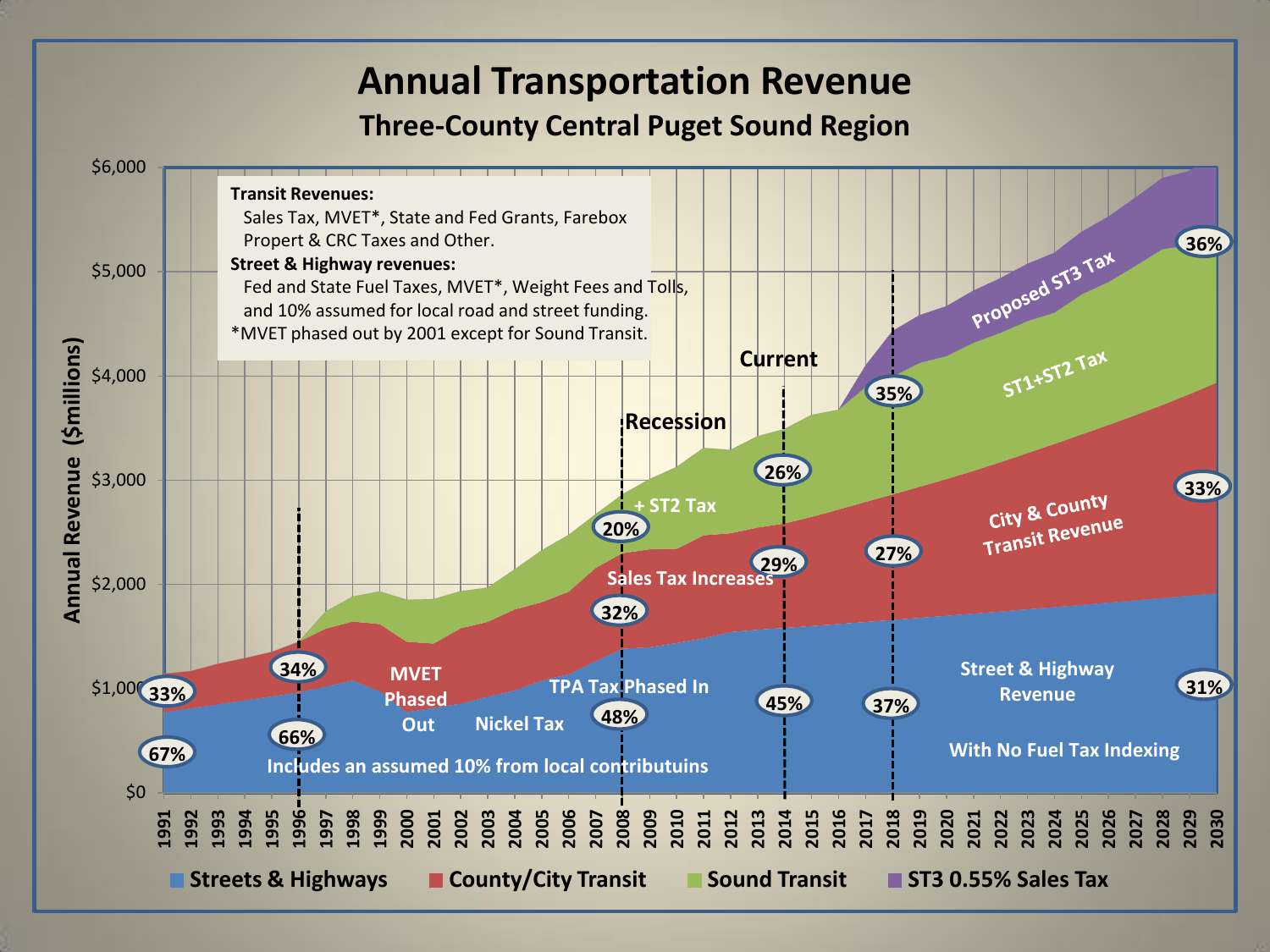# Annual Transportation Revenue

## Three-County Central Puget Sound Region

**Transit Revenues:**
Sales Tax, MVET*, State and Fed Grants, Farebox
Propert & CRC Taxes and Other.

**Street & Highway revenues:**
Fed and State Fuel Taxes, MVET*, Weight Fees and Tolls,
and 10% assumed for local road and street funding.

*MVET phased out by 2001 except for Sound Transit.

Annual Revenue ($millions)

$0 · $1,000 · $2,000 · $3,000 · $4,000 · $5,000 · $6,000

1991 1992 1993 1994 1995 1996 1997 1998 1999 2000 2001 2002 2003 2004 2005 2006 2007 2008 2009 2010 2011 2012 2013 2014 2015 2016 2017 2018 2019 2020 2021 2022 2023 2024 2025 2026 2027 2028 2029 2030

Recession · Current

Proposed ST3 Tax · ST1+ST2 Tax · + ST2 Tax · City & County Transit Revenue · Sales Tax Increases · MVET Phased Out · Nickel Tax · TPA Tax Phased In · Street & Highway Revenue · With No Fuel Tax Indexing · Includes an assumed 10% from local contributuins

| Year | Streets & Highways | County/City Transit | Sound Transit | ST3 0.55% Sales Tax |
|---|---|---|---|---|
| 1991 | 67% | 33% | | |
| 1996 | 66% | 34% | | |
| 2008 | 48% | 32% | 20% | |
| 2014 | 45% | 29% | 26% | |
| 2018 | 37% | 27% | 35% | |
| 2030 | 31% | 33% | 36% | |

Streets & Highways · County/City Transit · Sound Transit · ST3 0.55% Sales Tax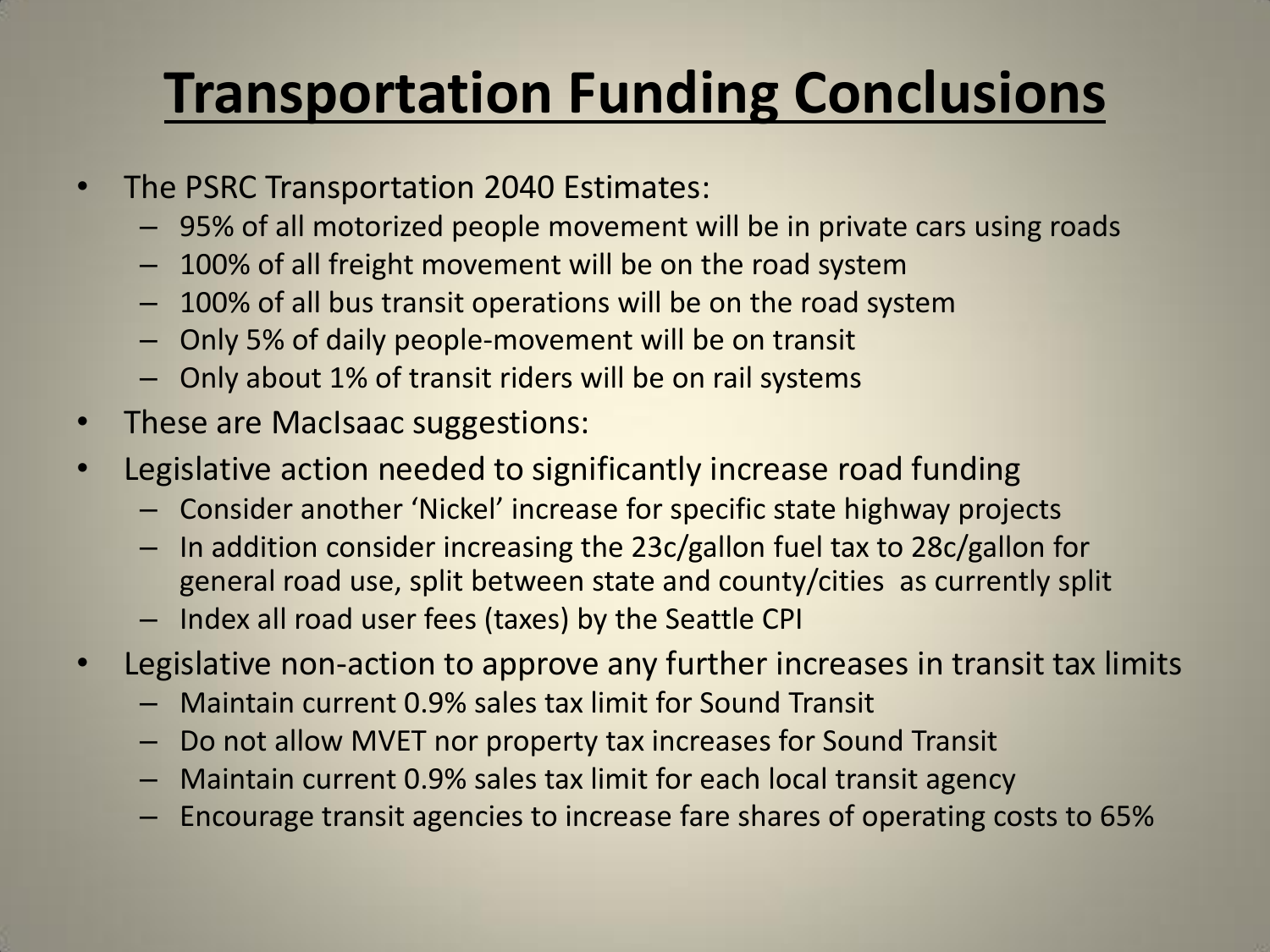# Transportation Funding Conclusions

- The PSRC Transportation 2040 Estimates:
  - 95% of all motorized people movement will be in private cars using roads
  - 100% of all freight movement will be on the road system
  - 100% of all bus transit operations will be on the road system
  - Only 5% of daily people-movement will be on transit
  - Only about 1% of transit riders will be on rail systems
- These are MacIsaac suggestions:
- Legislative action needed to significantly increase road funding
  - Consider another 'Nickel' increase for specific state highway projects
  - In addition consider increasing the 23c/gallon fuel tax to 28c/gallon for general road use, split between state and county/cities as currently split
  - Index all road user fees (taxes) by the Seattle CPI
- Legislative non-action to approve any further increases in transit tax limits
  - Maintain current 0.9% sales tax limit for Sound Transit
  - Do not allow MVET nor property tax increases for Sound Transit
  - Maintain current 0.9% sales tax limit for each local transit agency
  - Encourage transit agencies to increase fare shares of operating costs to 65%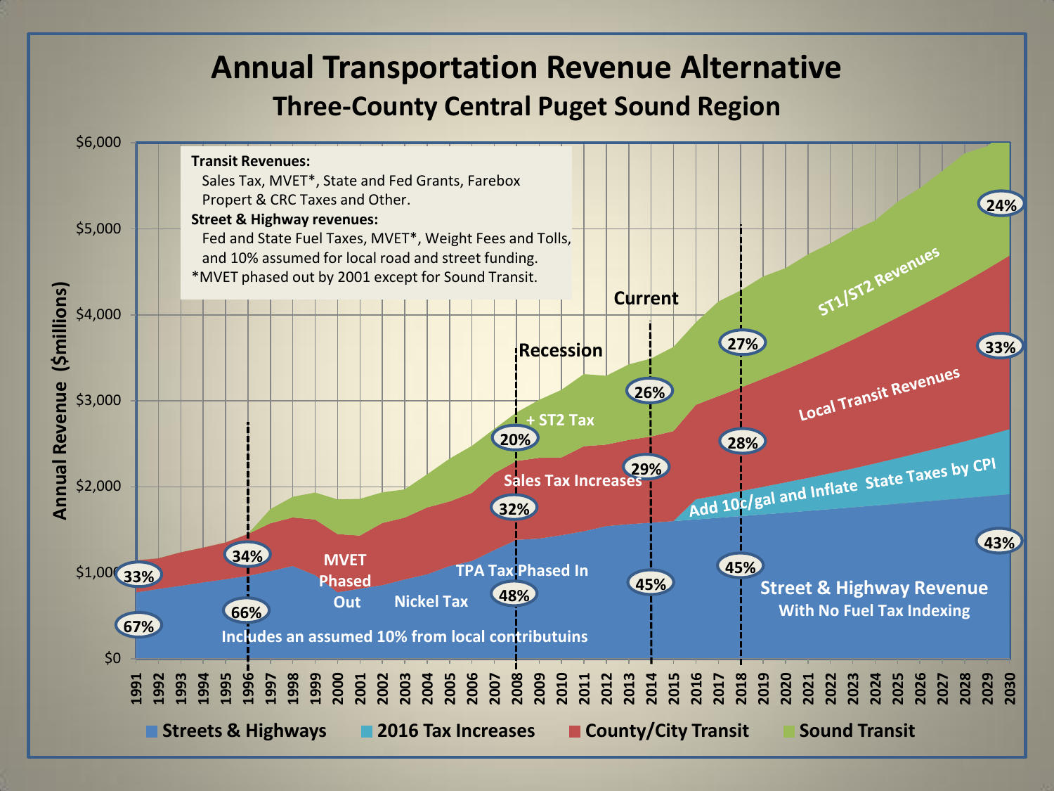# Annual Transportation Revenue Alternative

## Three-County Central Puget Sound Region

**Transit Revenues:**
Sales Tax, MVET*, State and Fed Grants, Farebox
Propert & CRC Taxes and Other.

**Street & Highway revenues:**
Fed and State Fuel Taxes, MVET*, Weight Fees and Tolls,
and 10% assumed for local road and street funding.

*MVET phased out by 2001 except for Sound Transit.

Annual Revenue ($millions)

$6,000 · $5,000 · $4,000 · $3,000 · $2,000 · $1,000 · $0

1991 1992 1993 1994 1995 1996 1997 1998 1999 2000 2001 2002 2003 2004 2005 2006 2007 2008 2009 2010 2011 2012 2013 2014 2015 2016 2017 2018 2019 2020 2021 2022 2023 2024 2025 2026 2027 2028 2029 2030

Recession · Current

MVET Phased Out · Nickel Tax · TPA Tax Phased In · Sales Tax Increases · + ST2 Tax · ST1/ST2 Revenues · Local Transit Revenues · Add 10c/gal and Inflate State Taxes by CPI

Street & Highway Revenue
With No Fuel Tax Indexing

Includes an assumed 10% from local contributuins

| Year | Streets & Highways | County/City Transit | Sound Transit |
|---|---|---|---|
| 1991 | 67% | 33% | |
| 1996 | 66% | 34% | |
| 2008 | 48% | 32% | 20% |
| 2014 | 45% | 29% | 26% |
| 2018 | 45% | 28% | 27% |
| 2030 | 43% | 33% | 24% |

Streets & Highways · 2016 Tax Increases · County/City Transit · Sound Transit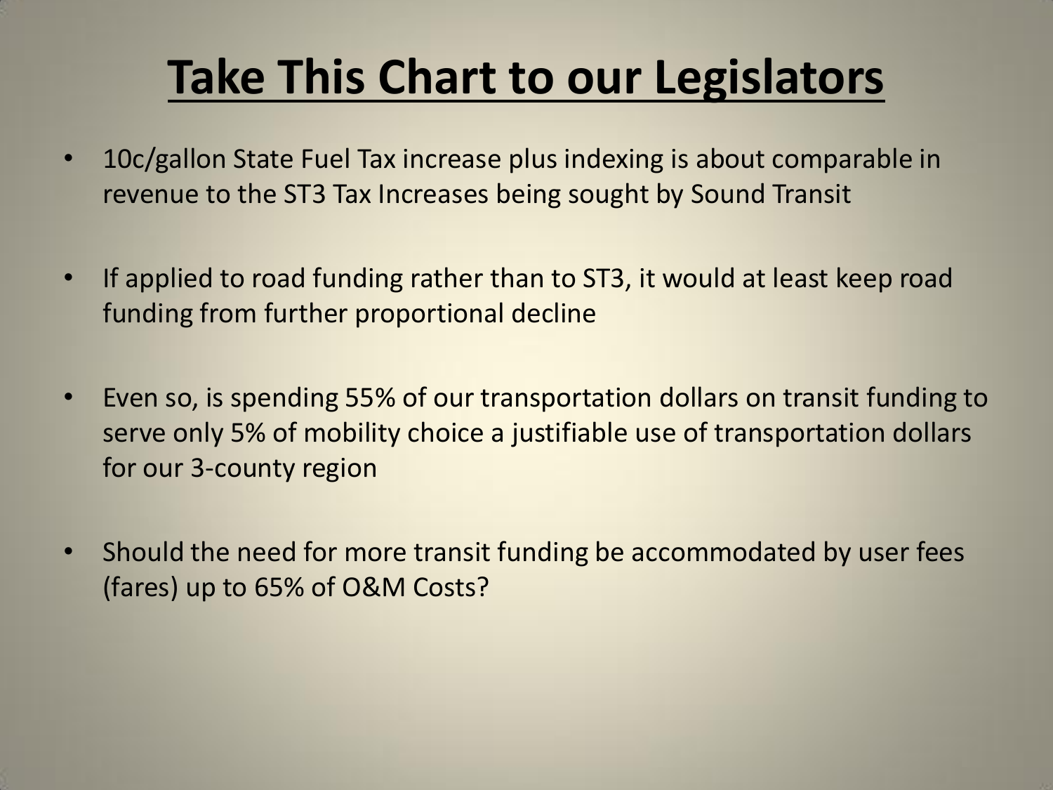# Take This Chart to our Legislators

- 10c/gallon State Fuel Tax increase plus indexing is about comparable in revenue to the ST3 Tax Increases being sought by Sound Transit
- If applied to road funding rather than to ST3, it would at least keep road funding from further proportional decline
- Even so, is spending 55% of our transportation dollars on transit funding to serve only 5% of mobility choice a justifiable use of transportation dollars for our 3-county region
- Should the need for more transit funding be accommodated by user fees (fares) up to 65% of O&M Costs?